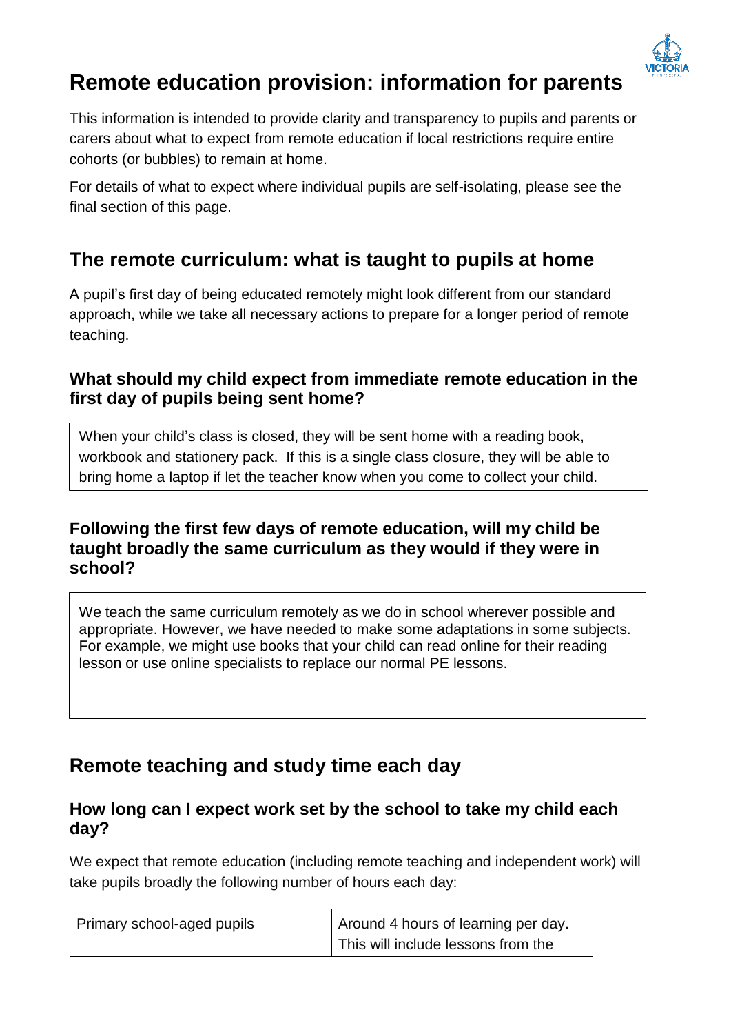# Remote education provision: information for parents

This information is intended to provide clarity and transparency to pupils and parents or carers about what to expect from remote education if local restrictions require entire cohorts (or bubbles) to remain at home.

For details of what to expect where individual pupils are self-isolating, please see the final section of this page.

## The remote curriculum: what is taught to pupils at home

A pupil's first day of being educated remotely might look different from our standard approach, while we take all necessary actions to prepare for a longer period of remote teaching.

### What should my child expect from immediate remote education in the first day of pupils being sent home?

When your child's class is closed, they will be sent home with a reading book, workbook and stationery pack. If this is a single class closure, they will be able to bring home a laptop if let the teacher know when you come to collect your child.

### Following the first few days of remote education, will my child be taught broadly the same curriculum as they would if they were in school?

We teach the same curriculum remotely as we do in school wherever possible and appropriate. However, we have needed to make some adaptations in some subjects. For example, we might use books that your child can read online for their reading lesson or use online specialists to replace our normal PE lessons.

## Remote teaching and study time each day

### How long can I expect work set by the school to take my child each day?

We expect that remote education (including remote teaching and independent work) will take pupils broadly the following number of hours each day:

| Primary school-aged pupils | Around 4 hours of learning per day. This will include lessons from the |
| --- | --- |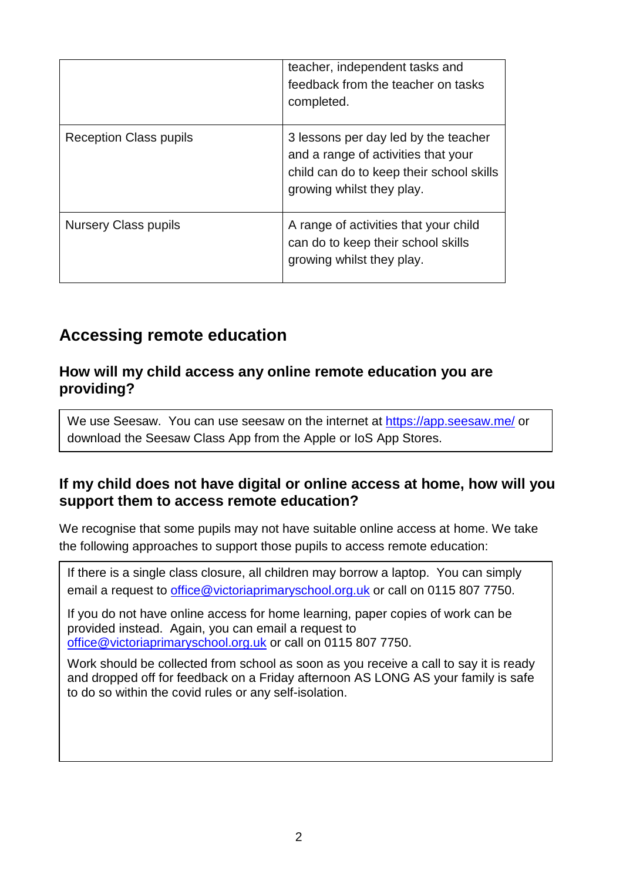| | |
|---|---|
| | teacher, independent tasks and feedback from the teacher on tasks completed. |
| Reception Class pupils | 3 lessons per day led by the teacher and a range of activities that your child can do to keep their school skills growing whilst they play. |
| Nursery Class pupils | A range of activities that your child can do to keep their school skills growing whilst they play. |

## Accessing remote education

### How will my child access any online remote education you are providing?

We use Seesaw. You can use seesaw on the internet at https://app.seesaw.me/ or download the Seesaw Class App from the Apple or IoS App Stores.

### If my child does not have digital or online access at home, how will you support them to access remote education?

We recognise that some pupils may not have suitable online access at home. We take the following approaches to support those pupils to access remote education:

If there is a single class closure, all children may borrow a laptop. You can simply email a request to office@victoriaprimaryschool.org.uk or call on 0115 807 7750.

If you do not have online access for home learning, paper copies of work can be provided instead. Again, you can email a request to office@victoriaprimaryschool.org.uk or call on 0115 807 7750.

Work should be collected from school as soon as you receive a call to say it is ready and dropped off for feedback on a Friday afternoon AS LONG AS your family is safe to do so within the covid rules or any self-isolation.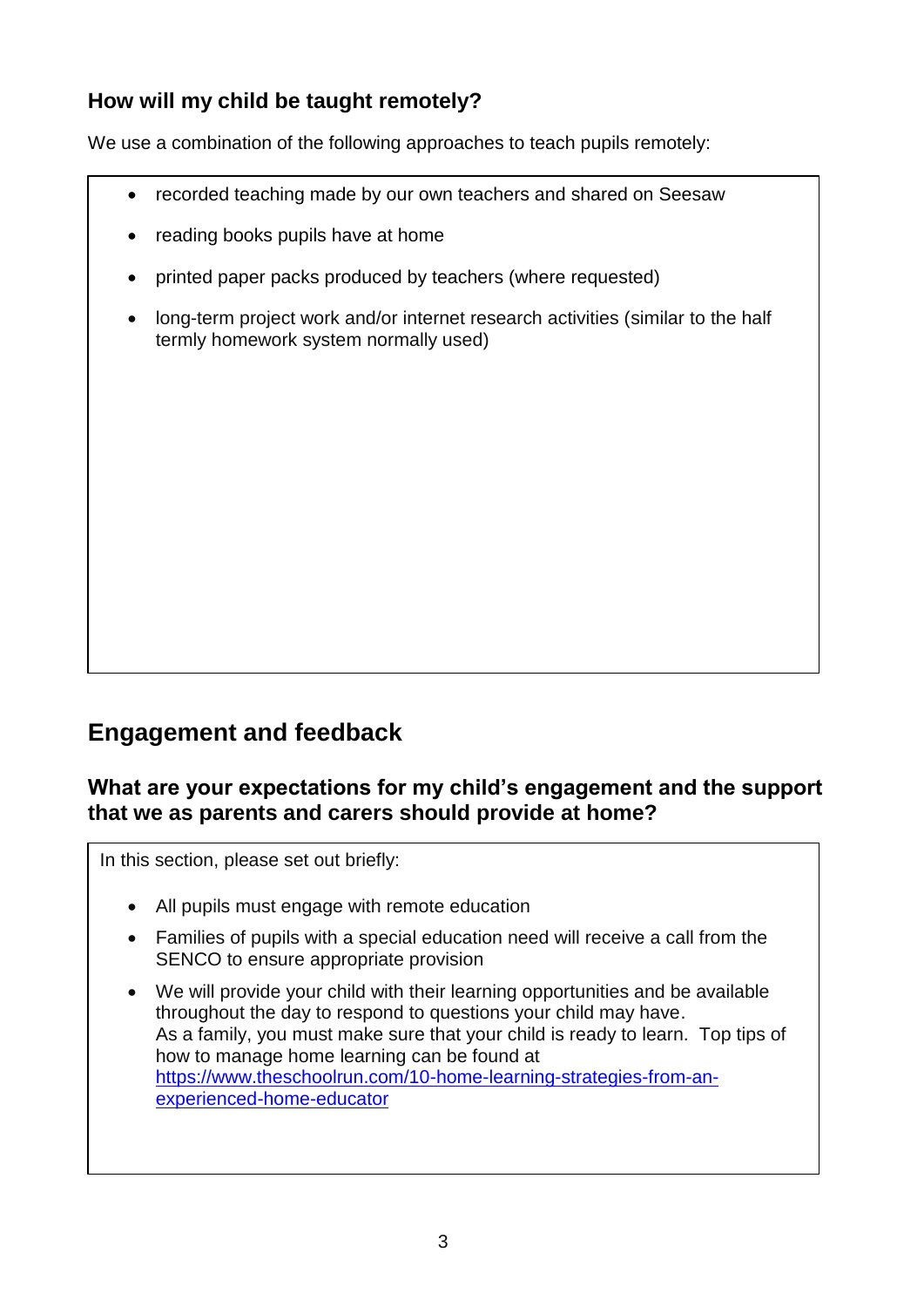### How will my child be taught remotely?

We use a combination of the following approaches to teach pupils remotely:

- recorded teaching made by our own teachers and shared on Seesaw
- reading books pupils have at home
- printed paper packs produced by teachers (where requested)
- long-term project work and/or internet research activities (similar to the half termly homework system normally used)

## Engagement and feedback

### What are your expectations for my child's engagement and the support that we as parents and carers should provide at home?

In this section, please set out briefly:

- All pupils must engage with remote education
- Families of pupils with a special education need will receive a call from the SENCO to ensure appropriate provision
- We will provide your child with their learning opportunities and be available throughout the day to respond to questions your child may have.
  As a family, you must make sure that your child is ready to learn. Top tips of how to manage home learning can be found at [https://www.theschoolrun.com/10-home-learning-strategies-from-an-experienced-home-educator](https://www.theschoolrun.com/10-home-learning-strategies-from-an-experienced-home-educator)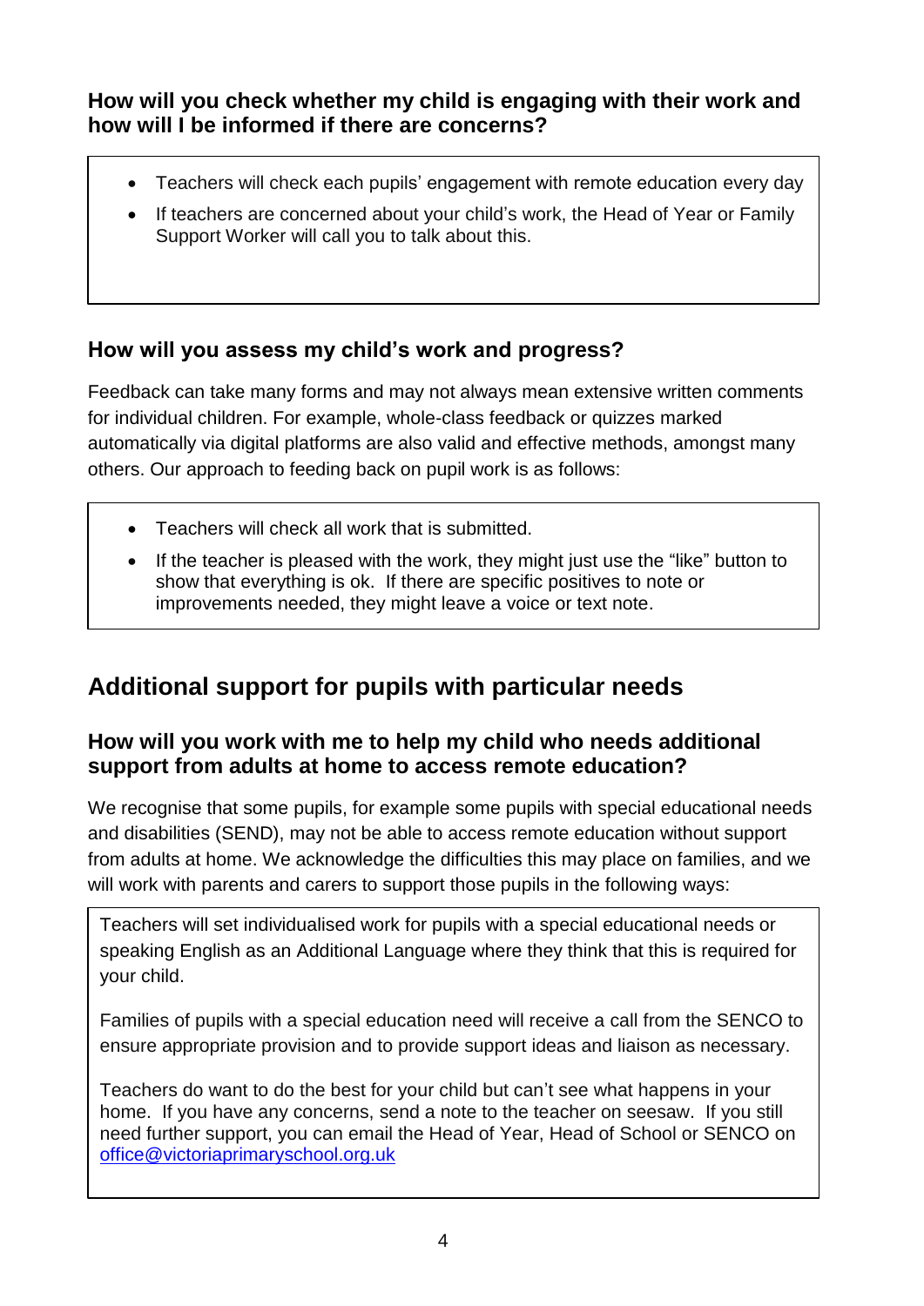### How will you check whether my child is engaging with their work and how will I be informed if there are concerns?

- Teachers will check each pupils' engagement with remote education every day
- If teachers are concerned about your child's work, the Head of Year or Family Support Worker will call you to talk about this.

### How will you assess my child's work and progress?

Feedback can take many forms and may not always mean extensive written comments for individual children. For example, whole-class feedback or quizzes marked automatically via digital platforms are also valid and effective methods, amongst many others. Our approach to feeding back on pupil work is as follows:

- Teachers will check all work that is submitted.
- If the teacher is pleased with the work, they might just use the "like" button to show that everything is ok. If there are specific positives to note or improvements needed, they might leave a voice or text note.

## Additional support for pupils with particular needs

### How will you work with me to help my child who needs additional support from adults at home to access remote education?

We recognise that some pupils, for example some pupils with special educational needs and disabilities (SEND), may not be able to access remote education without support from adults at home. We acknowledge the difficulties this may place on families, and we will work with parents and carers to support those pupils in the following ways:

Teachers will set individualised work for pupils with a special educational needs or speaking English as an Additional Language where they think that this is required for your child.

Families of pupils with a special education need will receive a call from the SENCO to ensure appropriate provision and to provide support ideas and liaison as necessary.

Teachers do want to do the best for your child but can't see what happens in your home. If you have any concerns, send a note to the teacher on seesaw. If you still need further support, you can email the Head of Year, Head of School or SENCO on [office@victoriaprimaryschool.org.uk](mailto:office@victoriaprimaryschool.org.uk)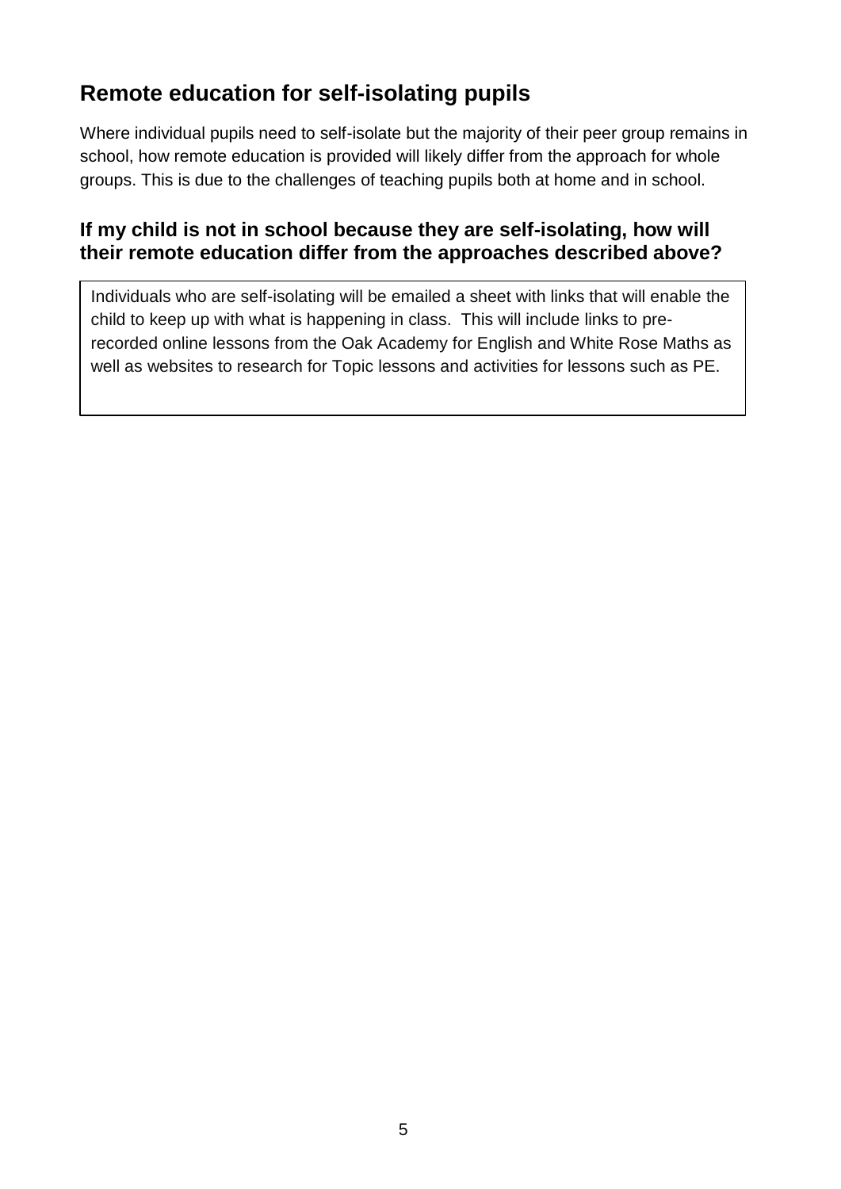## Remote education for self-isolating pupils

Where individual pupils need to self-isolate but the majority of their peer group remains in school, how remote education is provided will likely differ from the approach for whole groups. This is due to the challenges of teaching pupils both at home and in school.

### If my child is not in school because they are self-isolating, how will their remote education differ from the approaches described above?

Individuals who are self-isolating will be emailed a sheet with links that will enable the child to keep up with what is happening in class. This will include links to pre-recorded online lessons from the Oak Academy for English and White Rose Maths as well as websites to research for Topic lessons and activities for lessons such as PE.